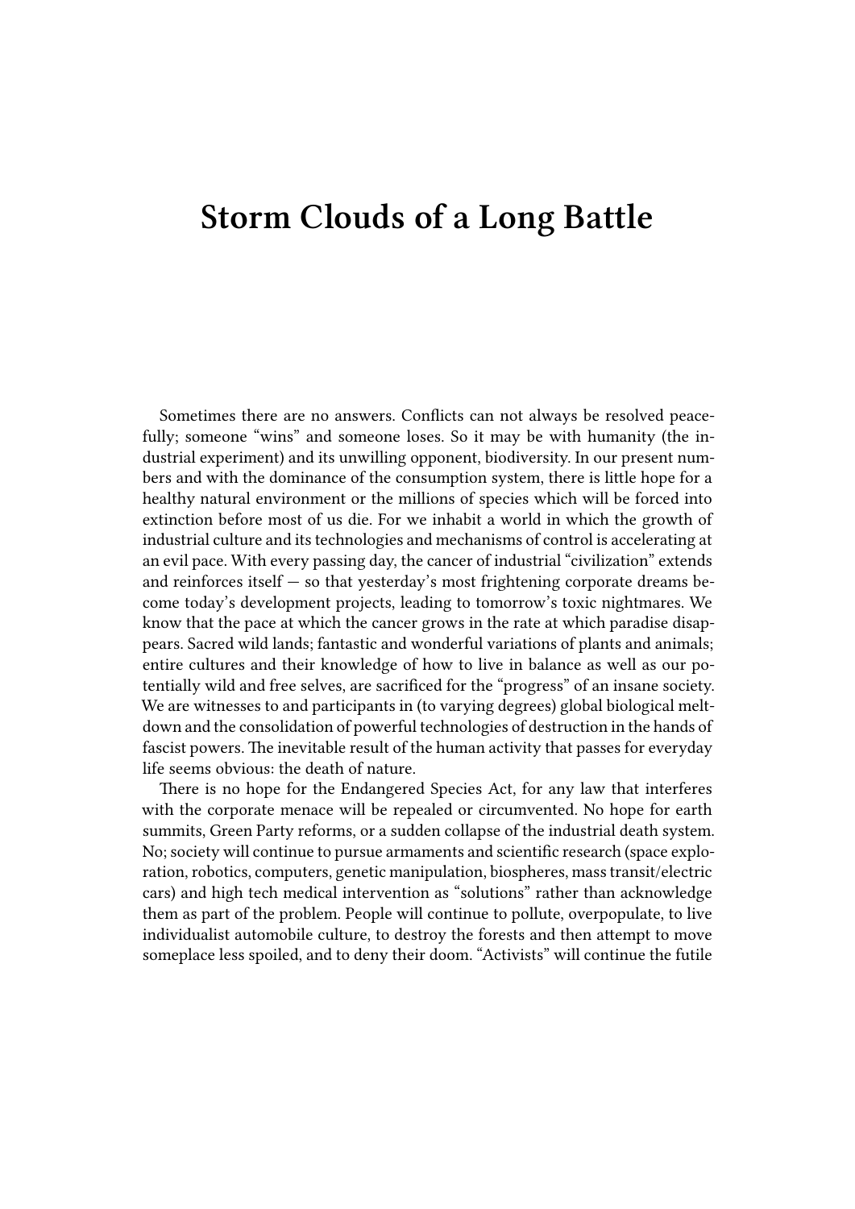# Storm Clouds of a Long Battle

Sometimes there are no answers. Conflicts can not always be resolved peacefully; someone "wins" and someone loses. So it may be with humanity (the industrial experiment) and its unwilling opponent, biodiversity. In our present numbers and with the dominance of the consumption system, there is little hope for a healthy natural environment or the millions of species which will be forced into extinction before most of us die. For we inhabit a world in which the growth of industrial culture and its technologies and mechanisms of control is accelerating at an evil pace. With every passing day, the cancer of industrial "civilization" extends and reinforces itself — so that yesterday's most frightening corporate dreams become today's development projects, leading to tomorrow's toxic nightmares. We know that the pace at which the cancer grows in the rate at which paradise disappears. Sacred wild lands; fantastic and wonderful variations of plants and animals; entire cultures and their knowledge of how to live in balance as well as our potentially wild and free selves, are sacrificed for the "progress" of an insane society. We are witnesses to and participants in (to varying degrees) global biological meltdown and the consolidation of powerful technologies of destruction in the hands of fascist powers. The inevitable result of the human activity that passes for everyday life seems obvious: the death of nature.

There is no hope for the Endangered Species Act, for any law that interferes with the corporate menace will be repealed or circumvented. No hope for earth summits, Green Party reforms, or a sudden collapse of the industrial death system. No; society will continue to pursue armaments and scientific research (space exploration, robotics, computers, genetic manipulation, biospheres, mass transit/electric cars) and high tech medical intervention as "solutions" rather than acknowledge them as part of the problem. People will continue to pollute, overpopulate, to live individualist automobile culture, to destroy the forests and then attempt to move someplace less spoiled, and to deny their doom. "Activists" will continue the futile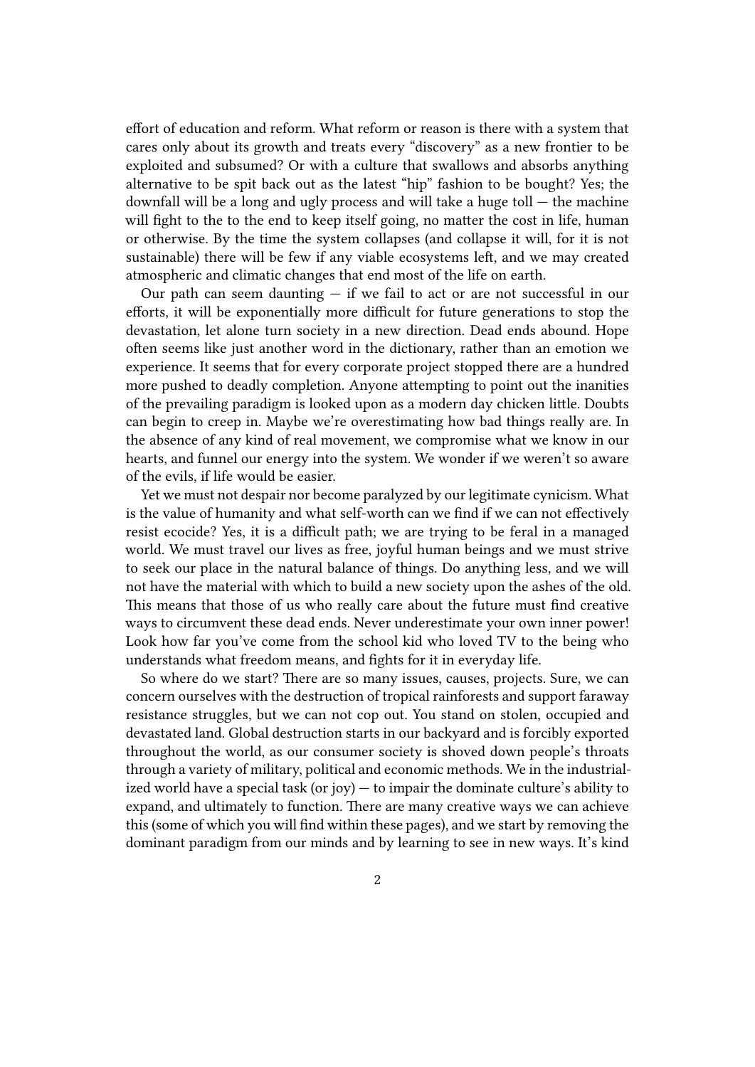effort of education and reform. What reform or reason is there with a system that cares only about its growth and treats every "discovery" as a new frontier to be exploited and subsumed? Or with a culture that swallows and absorbs anything alternative to be spit back out as the latest "hip" fashion to be bought? Yes; the downfall will be a long and ugly process and will take a huge toll — the machine will fight to the to the end to keep itself going, no matter the cost in life, human or otherwise. By the time the system collapses (and collapse it will, for it is not sustainable) there will be few if any viable ecosystems left, and we may created atmospheric and climatic changes that end most of the life on earth.

Our path can seem daunting — if we fail to act or are not successful in our efforts, it will be exponentially more difficult for future generations to stop the devastation, let alone turn society in a new direction. Dead ends abound. Hope often seems like just another word in the dictionary, rather than an emotion we experience. It seems that for every corporate project stopped there are a hundred more pushed to deadly completion. Anyone attempting to point out the inanities of the prevailing paradigm is looked upon as a modern day chicken little. Doubts can begin to creep in. Maybe we're overestimating how bad things really are. In the absence of any kind of real movement, we compromise what we know in our hearts, and funnel our energy into the system. We wonder if we weren't so aware of the evils, if life would be easier.

Yet we must not despair nor become paralyzed by our legitimate cynicism. What is the value of humanity and what self-worth can we find if we can not effectively resist ecocide? Yes, it is a difficult path; we are trying to be feral in a managed world. We must travel our lives as free, joyful human beings and we must strive to seek our place in the natural balance of things. Do anything less, and we will not have the material with which to build a new society upon the ashes of the old. This means that those of us who really care about the future must find creative ways to circumvent these dead ends. Never underestimate your own inner power! Look how far you've come from the school kid who loved TV to the being who understands what freedom means, and fights for it in everyday life.

So where do we start? There are so many issues, causes, projects. Sure, we can concern ourselves with the destruction of tropical rainforests and support faraway resistance struggles, but we can not cop out. You stand on stolen, occupied and devastated land. Global destruction starts in our backyard and is forcibly exported throughout the world, as our consumer society is shoved down people's throats through a variety of military, political and economic methods. We in the industrialized world have a special task (or joy) — to impair the dominate culture's ability to expand, and ultimately to function. There are many creative ways we can achieve this (some of which you will find within these pages), and we start by removing the dominant paradigm from our minds and by learning to see in new ways. It's kind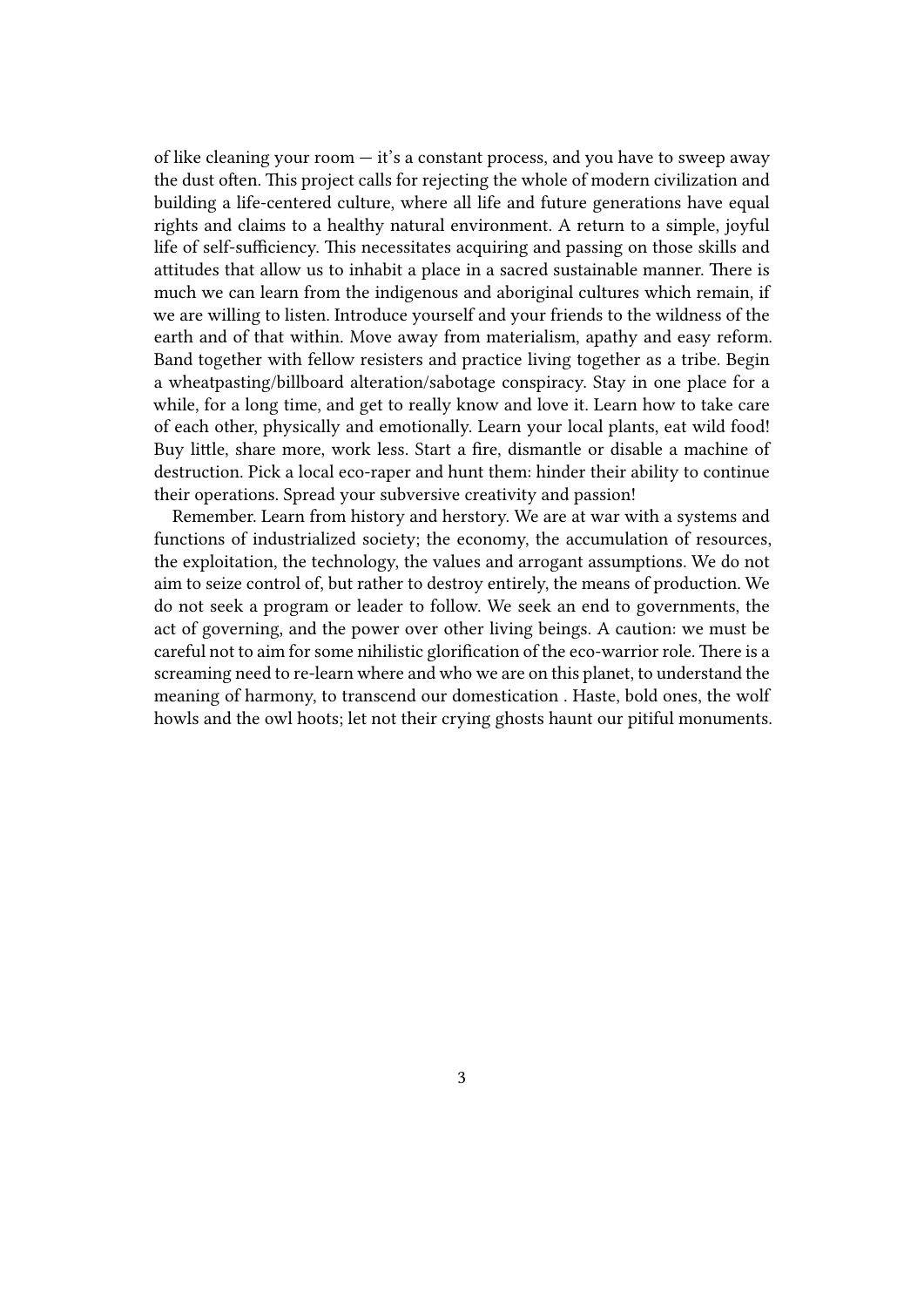of like cleaning your room — it's a constant process, and you have to sweep away the dust often. This project calls for rejecting the whole of modern civilization and building a life-centered culture, where all life and future generations have equal rights and claims to a healthy natural environment. A return to a simple, joyful life of self-sufficiency. This necessitates acquiring and passing on those skills and attitudes that allow us to inhabit a place in a sacred sustainable manner. There is much we can learn from the indigenous and aboriginal cultures which remain, if we are willing to listen. Introduce yourself and your friends to the wildness of the earth and of that within. Move away from materialism, apathy and easy reform. Band together with fellow resisters and practice living together as a tribe. Begin a wheatpasting/billboard alteration/sabotage conspiracy. Stay in one place for a while, for a long time, and get to really know and love it. Learn how to take care of each other, physically and emotionally. Learn your local plants, eat wild food! Buy little, share more, work less. Start a fire, dismantle or disable a machine of destruction. Pick a local eco-raper and hunt them: hinder their ability to continue their operations. Spread your subversive creativity and passion!

Remember. Learn from history and herstory. We are at war with a systems and functions of industrialized society; the economy, the accumulation of resources, the exploitation, the technology, the values and arrogant assumptions. We do not aim to seize control of, but rather to destroy entirely, the means of production. We do not seek a program or leader to follow. We seek an end to governments, the act of governing, and the power over other living beings. A caution: we must be careful not to aim for some nihilistic glorification of the eco-warrior role. There is a screaming need to re-learn where and who we are on this planet, to understand the meaning of harmony, to transcend our domestication . Haste, bold ones, the wolf howls and the owl hoots; let not their crying ghosts haunt our pitiful monuments.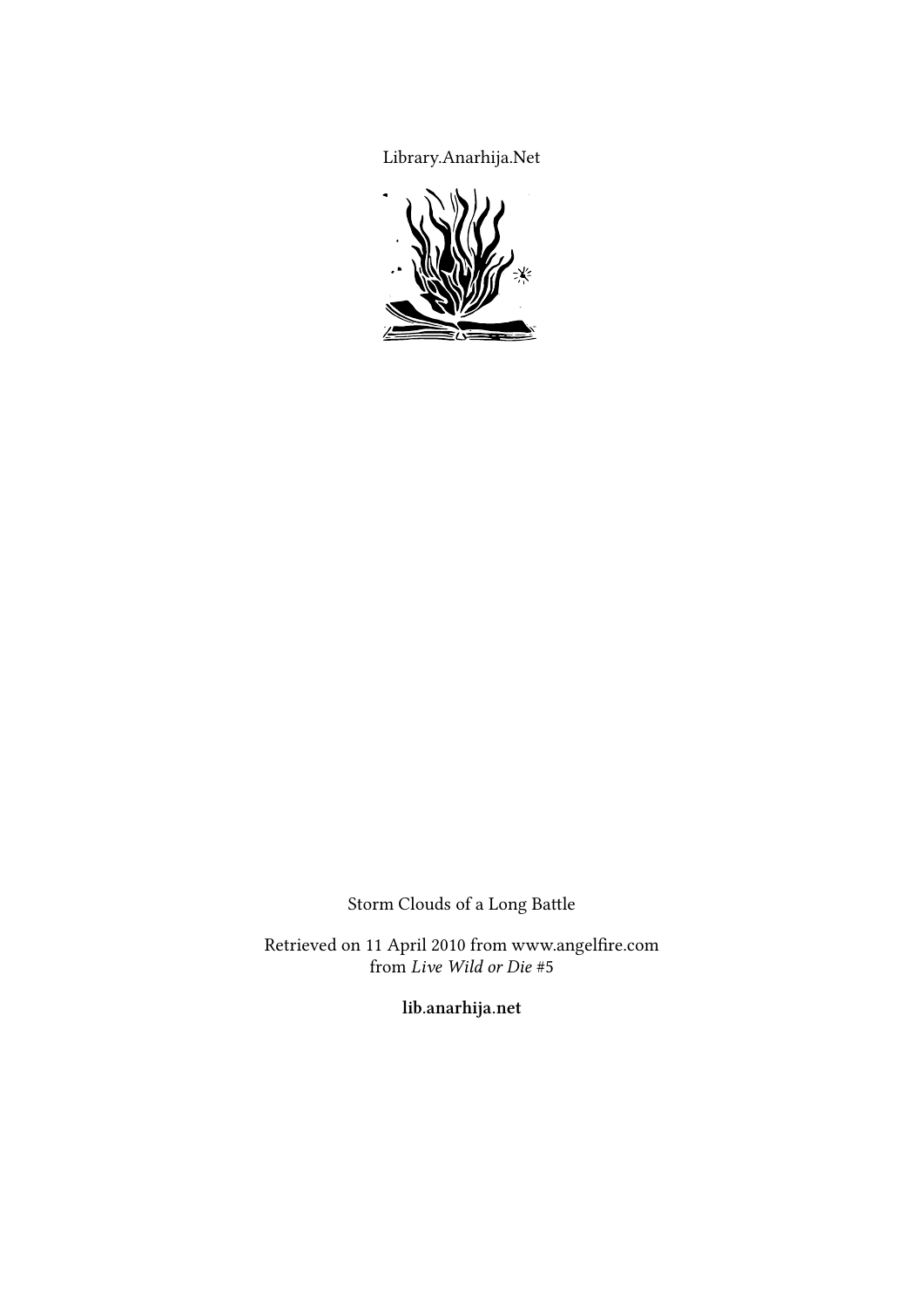Library.Anarhija.Net

Storm Clouds of a Long Battle

Retrieved on 11 April 2010 from www.angelfire.com
from *Live Wild or Die* #5

**lib.anarhija.net**